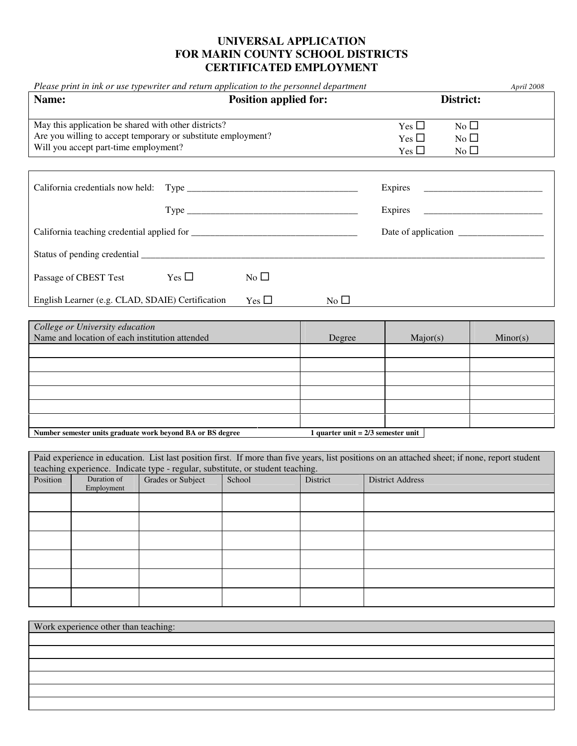# UNIVERSAL APPLICATION
# FOR MARIN COUNTY SCHOOL DISTRICTS
# CERTIFICATED EMPLOYMENT

*Please print in ink or use typewriter and return application to the personnel department* *April 2008*

| **Name:** | **Position applied for:** | **District:** |
|---|---|---|

| | | |
|---|---|---|
| May this application be shared with other districts? | Yes ☐ | No ☐ |
| Are you willing to accept temporary or substitute employment? | Yes ☐ | No ☐ |
| Will you accept part-time employment? | Yes ☐ | No ☐ |

California credentials now held: Type ____________________________________ Expires _________________________

Type ____________________________________ Expires _________________________

California teaching credential applied for ____________________________________ Date of application __________________

Status of pending credential ____________________________________________________________________________________________

Passage of CBEST Test Yes ☐ No ☐

English Learner (e.g. CLAD, SDAIE) Certification Yes ☐ No ☐

| *College or University education* Name and location of each institution attended | Degree | Major(s) | Minor(s) |
|---|---|---|---|
| | | | |
| | | | |
| | | | |
| | | | |
| | | | |
| | | | |

**Number semester units graduate work beyond BA or BS degree** **1 quarter unit = 2/3 semester unit**

Paid experience in education. List last position first. If more than five years, list positions on an attached sheet; if none, report student teaching experience. Indicate type - regular, substitute, or student teaching.

| Position | Duration of Employment | Grades or Subject | School | District | District Address |
|---|---|---|---|---|---|
| | | | | | |
| | | | | | |
| | | | | | |
| | | | | | |
| | | | | | |
| | | | | | |

| Work experience other than teaching: |
|---|
| |
| |
| |
| |
| |
| |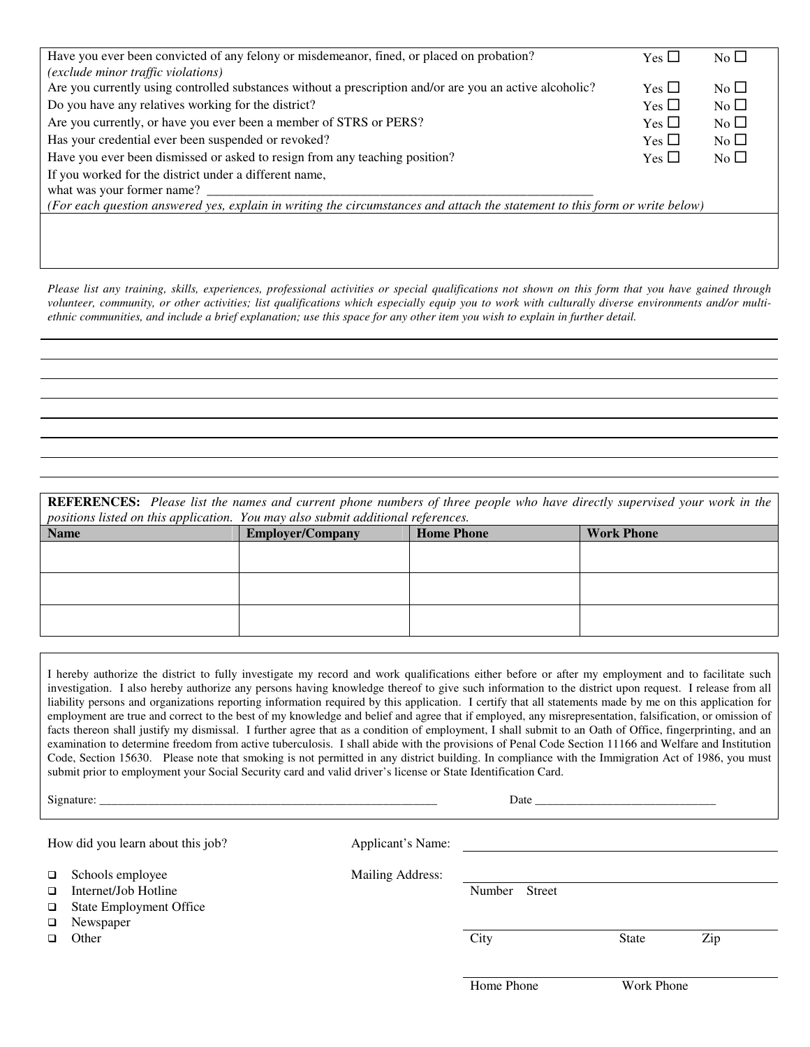| | | |
|---|---|---|
| Have you ever been convicted of any felony or misdemeanor, fined, or placed on probation? *(exclude minor traffic violations)* | Yes ☐ | No ☐ |
| Are you currently using controlled substances without a prescription and/or are you an active alcoholic? | Yes ☐ | No ☐ |
| Do you have any relatives working for the district? | Yes ☐ | No ☐ |
| Are you currently, or have you ever been a member of STRS or PERS? | Yes ☐ | No ☐ |
| Has your credential ever been suspended or revoked? | Yes ☐ | No ☐ |
| Have you ever been dismissed or asked to resign from any teaching position? | Yes ☐ | No ☐ |

If you worked for the district under a different name,
what was your former name? ____________________________________________________________

*(For each question answered yes, explain in writing the circumstances and attach the statement to this form or write below)*

*Please list any training, skills, experiences, professional activities or special qualifications not shown on this form that you have gained through volunteer, community, or other activities; list qualifications which especially equip you to work with culturally diverse environments and/or multi-ethnic communities, and include a brief explanation; use this space for any other item you wish to explain in further detail.*

**REFERENCES:** *Please list the names and current phone numbers of three people who have directly supervised your work in the positions listed on this application. You may also submit additional references.*

| Name | Employer/Company | Home Phone | Work Phone |
|---|---|---|---|
| | | | |
| | | | |
| | | | |

I hereby authorize the district to fully investigate my record and work qualifications either before or after my employment and to facilitate such investigation. I also hereby authorize any persons having knowledge thereof to give such information to the district upon request. I release from all liability persons and organizations reporting information required by this application. I certify that all statements made by me on this application for employment are true and correct to the best of my knowledge and belief and agree that if employed, any misrepresentation, falsification, or omission of facts thereon shall justify my dismissal. I further agree that as a condition of employment, I shall submit to an Oath of Office, fingerprinting, and an examination to determine freedom from active tuberculosis. I shall abide with the provisions of Penal Code Section 11166 and Welfare and Institution Code, Section 15630. Please note that smoking is not permitted in any district building. In compliance with the Immigration Act of 1986, you must submit prior to employment your Social Security card and valid driver's license or State Identification Card.

Signature: ____________________________________________________________ Date ______________________________

How did you learn about this job?

- ☐ Schools employee
- ☐ Internet/Job Hotline
- ☐ State Employment Office
- ☐ Newspaper
- ☐ Other

Applicant's Name: ______________________________

Mailing Address: ______________________________
Number Street

______________________________
City State Zip

______________________________
Home Phone Work Phone